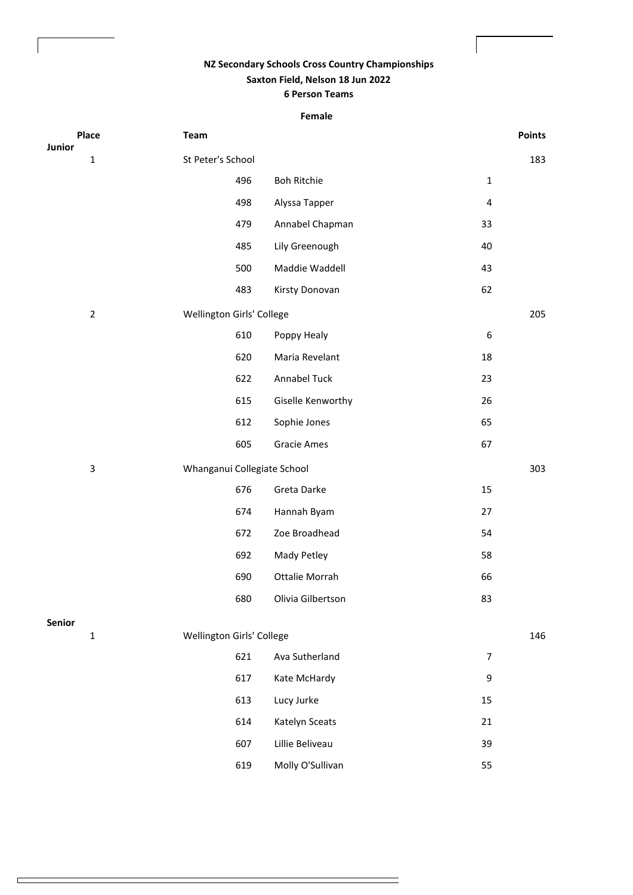**NZ Secondary Schools Cross Country Championships**

**Saxton Field, Nelson 18 Jun 2022**

**6 Person Teams**

**Female**

| Place | Team | | | | Points |
|---|---|---|---|---|---|
| **Junior** | | | | | |
| 1 | St Peter's School | | | | 183 |
| | | 496 | Boh Ritchie | 1 | |
| | | 498 | Alyssa Tapper | 4 | |
| | | 479 | Annabel Chapman | 33 | |
| | | 485 | Lily Greenough | 40 | |
| | | 500 | Maddie Waddell | 43 | |
| | | 483 | Kirsty Donovan | 62 | |
| 2 | Wellington Girls' College | | | | 205 |
| | | 610 | Poppy Healy | 6 | |
| | | 620 | Maria Revelant | 18 | |
| | | 622 | Annabel Tuck | 23 | |
| | | 615 | Giselle Kenworthy | 26 | |
| | | 612 | Sophie Jones | 65 | |
| | | 605 | Gracie Ames | 67 | |
| 3 | Whanganui Collegiate School | | | | 303 |
| | | 676 | Greta Darke | 15 | |
| | | 674 | Hannah Byam | 27 | |
| | | 672 | Zoe Broadhead | 54 | |
| | | 692 | Mady Petley | 58 | |
| | | 690 | Ottalie Morrah | 66 | |
| | | 680 | Olivia Gilbertson | 83 | |
| **Senior** | | | | | |
| 1 | Wellington Girls' College | | | | 146 |
| | | 621 | Ava Sutherland | 7 | |
| | | 617 | Kate McHardy | 9 | |
| | | 613 | Lucy Jurke | 15 | |
| | | 614 | Katelyn Sceats | 21 | |
| | | 607 | Lillie Beliveau | 39 | |
| | | 619 | Molly O'Sullivan | 55 | |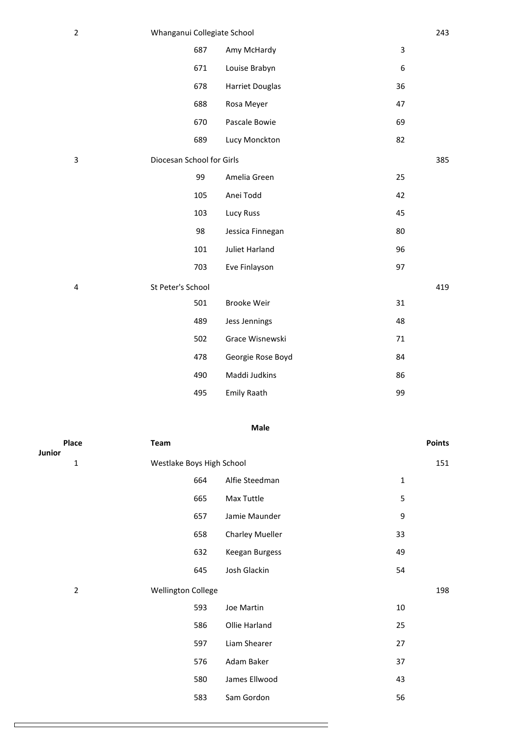| Place | Team | | | Points |
|---|---|---|---|---|
| 2 | Whanganui Collegiate School | | | 243 |
| | 687 | Amy McHardy | 3 | |
| | 671 | Louise Brabyn | 6 | |
| | 678 | Harriet Douglas | 36 | |
| | 688 | Rosa Meyer | 47 | |
| | 670 | Pascale Bowie | 69 | |
| | 689 | Lucy Monckton | 82 | |
| 3 | Diocesan School for Girls | | | 385 |
| | 99 | Amelia Green | 25 | |
| | 105 | Anei Todd | 42 | |
| | 103 | Lucy Russ | 45 | |
| | 98 | Jessica Finnegan | 80 | |
| | 101 | Juliet Harland | 96 | |
| | 703 | Eve Finlayson | 97 | |
| 4 | St Peter's School | | | 419 |
| | 501 | Brooke Weir | 31 | |
| | 489 | Jess Jennings | 48 | |
| | 502 | Grace Wisnewski | 71 | |
| | 478 | Georgie Rose Boyd | 84 | |
| | 490 | Maddi Judkins | 86 | |
| | 495 | Emily Raath | 99 | |

**Male**

| Place | Team | | | Points |
|---|---|---|---|---|
| **Junior** | | | | |
| 1 | Westlake Boys High School | | | 151 |
| | 664 | Alfie Steedman | 1 | |
| | 665 | Max Tuttle | 5 | |
| | 657 | Jamie Maunder | 9 | |
| | 658 | Charley Mueller | 33 | |
| | 632 | Keegan Burgess | 49 | |
| | 645 | Josh Glackin | 54 | |
| 2 | Wellington College | | | 198 |
| | 593 | Joe Martin | 10 | |
| | 586 | Ollie Harland | 25 | |
| | 597 | Liam Shearer | 27 | |
| | 576 | Adam Baker | 37 | |
| | 580 | James Ellwood | 43 | |
| | 583 | Sam Gordon | 56 | |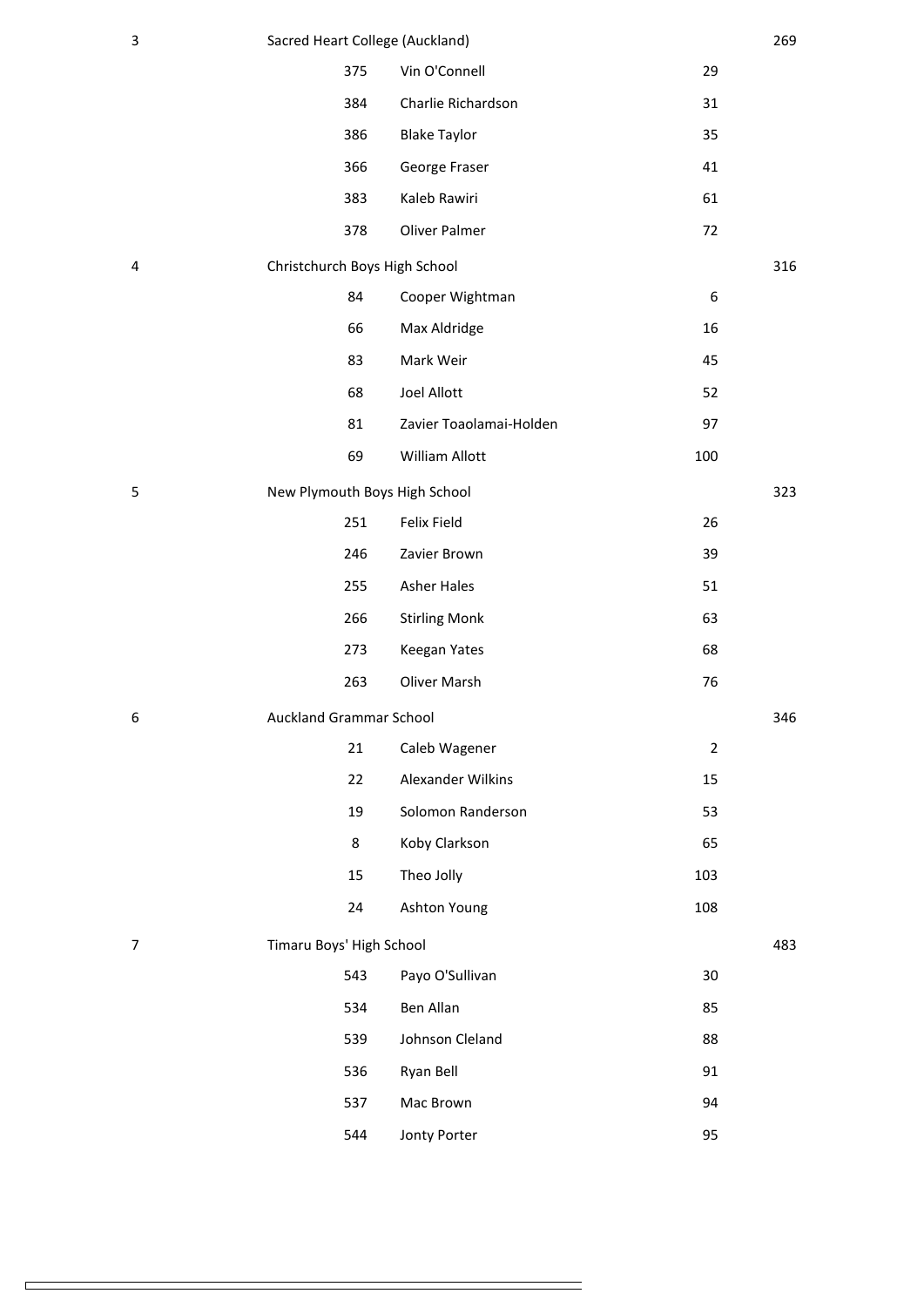| | | | | |
|---|---|---|---|---|
| 3 | Sacred Heart College (Auckland) | | | 269 |
| | 375 | Vin O'Connell | 29 | |
| | 384 | Charlie Richardson | 31 | |
| | 386 | Blake Taylor | 35 | |
| | 366 | George Fraser | 41 | |
| | 383 | Kaleb Rawiri | 61 | |
| | 378 | Oliver Palmer | 72 | |
| 4 | Christchurch Boys High School | | | 316 |
| | 84 | Cooper Wightman | 6 | |
| | 66 | Max Aldridge | 16 | |
| | 83 | Mark Weir | 45 | |
| | 68 | Joel Allott | 52 | |
| | 81 | Zavier Toaolamai-Holden | 97 | |
| | 69 | William Allott | 100 | |
| 5 | New Plymouth Boys High School | | | 323 |
| | 251 | Felix Field | 26 | |
| | 246 | Zavier Brown | 39 | |
| | 255 | Asher Hales | 51 | |
| | 266 | Stirling Monk | 63 | |
| | 273 | Keegan Yates | 68 | |
| | 263 | Oliver Marsh | 76 | |
| 6 | Auckland Grammar School | | | 346 |
| | 21 | Caleb Wagener | 2 | |
| | 22 | Alexander Wilkins | 15 | |
| | 19 | Solomon Randerson | 53 | |
| | 8 | Koby Clarkson | 65 | |
| | 15 | Theo Jolly | 103 | |
| | 24 | Ashton Young | 108 | |
| 7 | Timaru Boys' High School | | | 483 |
| | 543 | Payo O'Sullivan | 30 | |
| | 534 | Ben Allan | 85 | |
| | 539 | Johnson Cleland | 88 | |
| | 536 | Ryan Bell | 91 | |
| | 537 | Mac Brown | 94 | |
| | 544 | Jonty Porter | 95 | |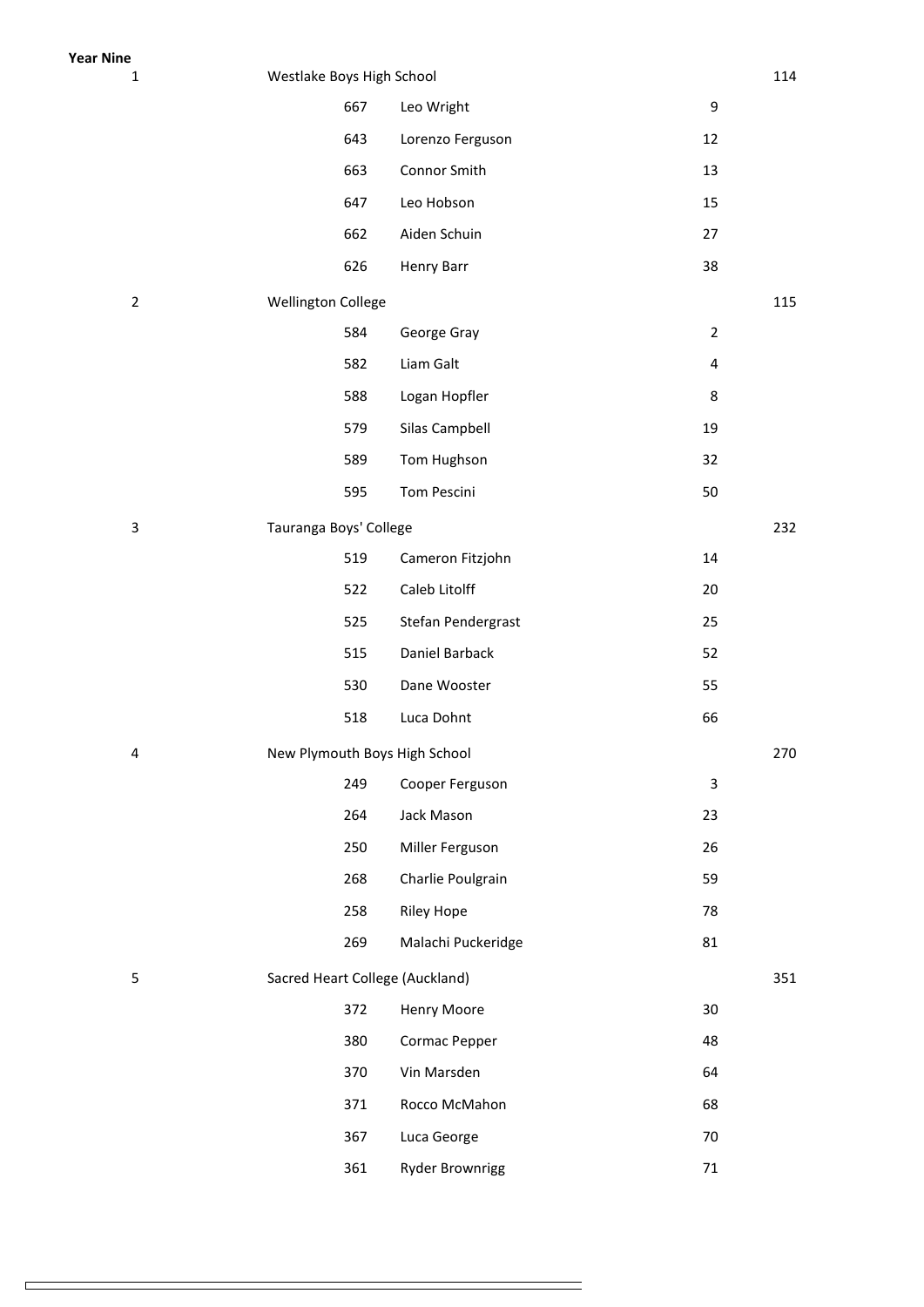**Year Nine**

| Place | School / No. | Name | Position | Points |
|---|---|---|---|---|
| 1 | Westlake Boys High School | | | 114 |
| | 667 | Leo Wright | 9 | |
| | 643 | Lorenzo Ferguson | 12 | |
| | 663 | Connor Smith | 13 | |
| | 647 | Leo Hobson | 15 | |
| | 662 | Aiden Schuin | 27 | |
| | 626 | Henry Barr | 38 | |
| 2 | Wellington College | | | 115 |
| | 584 | George Gray | 2 | |
| | 582 | Liam Galt | 4 | |
| | 588 | Logan Hopfler | 8 | |
| | 579 | Silas Campbell | 19 | |
| | 589 | Tom Hughson | 32 | |
| | 595 | Tom Pescini | 50 | |
| 3 | Tauranga Boys' College | | | 232 |
| | 519 | Cameron Fitzjohn | 14 | |
| | 522 | Caleb Litolff | 20 | |
| | 525 | Stefan Pendergrast | 25 | |
| | 515 | Daniel Barback | 52 | |
| | 530 | Dane Wooster | 55 | |
| | 518 | Luca Dohnt | 66 | |
| 4 | New Plymouth Boys High School | | | 270 |
| | 249 | Cooper Ferguson | 3 | |
| | 264 | Jack Mason | 23 | |
| | 250 | Miller Ferguson | 26 | |
| | 268 | Charlie Poulgrain | 59 | |
| | 258 | Riley Hope | 78 | |
| | 269 | Malachi Puckeridge | 81 | |
| 5 | Sacred Heart College (Auckland) | | | 351 |
| | 372 | Henry Moore | 30 | |
| | 380 | Cormac Pepper | 48 | |
| | 370 | Vin Marsden | 64 | |
| | 371 | Rocco McMahon | 68 | |
| | 367 | Luca George | 70 | |
| | 361 | Ryder Brownrigg | 71 | |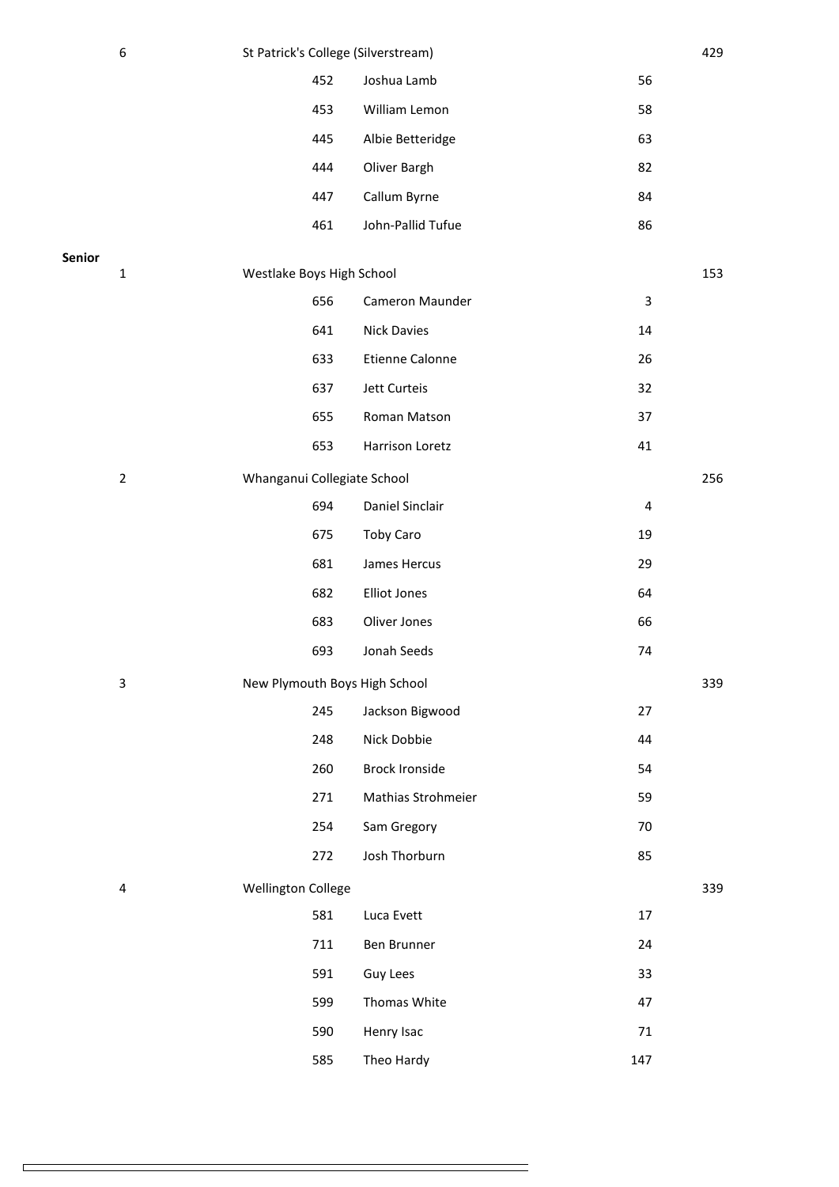| | Place | School / No. | Name | Position | Points |
|---|---|---|---|---|---|
| | 6 | St Patrick's College (Silverstream) | | | 429 |
| | | 452 | Joshua Lamb | 56 | |
| | | 453 | William Lemon | 58 | |
| | | 445 | Albie Betteridge | 63 | |
| | | 444 | Oliver Bargh | 82 | |
| | | 447 | Callum Byrne | 84 | |
| | | 461 | John-Pallid Tufue | 86 | |
| **Senior** | 1 | Westlake Boys High School | | | 153 |
| | | 656 | Cameron Maunder | 3 | |
| | | 641 | Nick Davies | 14 | |
| | | 633 | Etienne Calonne | 26 | |
| | | 637 | Jett Curteis | 32 | |
| | | 655 | Roman Matson | 37 | |
| | | 653 | Harrison Loretz | 41 | |
| | 2 | Whanganui Collegiate School | | | 256 |
| | | 694 | Daniel Sinclair | 4 | |
| | | 675 | Toby Caro | 19 | |
| | | 681 | James Hercus | 29 | |
| | | 682 | Elliot Jones | 64 | |
| | | 683 | Oliver Jones | 66 | |
| | | 693 | Jonah Seeds | 74 | |
| | 3 | New Plymouth Boys High School | | | 339 |
| | | 245 | Jackson Bigwood | 27 | |
| | | 248 | Nick Dobbie | 44 | |
| | | 260 | Brock Ironside | 54 | |
| | | 271 | Mathias Strohmeier | 59 | |
| | | 254 | Sam Gregory | 70 | |
| | | 272 | Josh Thorburn | 85 | |
| | 4 | Wellington College | | | 339 |
| | | 581 | Luca Evett | 17 | |
| | | 711 | Ben Brunner | 24 | |
| | | 591 | Guy Lees | 33 | |
| | | 599 | Thomas White | 47 | |
| | | 590 | Henry Isac | 71 | |
| | | 585 | Theo Hardy | 147 | |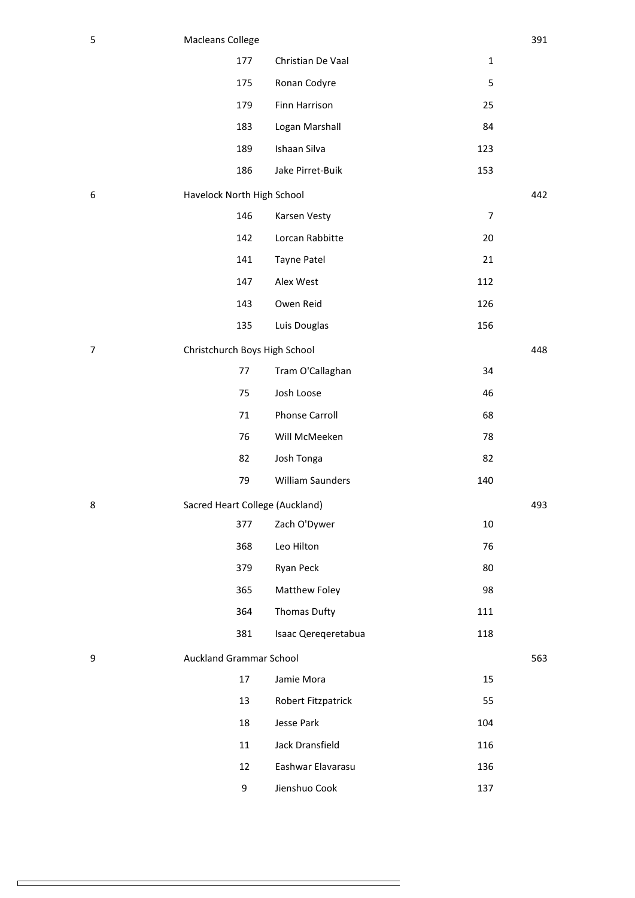| Place | School / Bib | Name | Position | Points |
|---|---|---|---|---|
| 5 | Macleans College | | | 391 |
| | 177 | Christian De Vaal | 1 | |
| | 175 | Ronan Codyre | 5 | |
| | 179 | Finn Harrison | 25 | |
| | 183 | Logan Marshall | 84 | |
| | 189 | Ishaan Silva | 123 | |
| | 186 | Jake Pirret-Buik | 153 | |
| 6 | Havelock North High School | | | 442 |
| | 146 | Karsen Vesty | 7 | |
| | 142 | Lorcan Rabbitte | 20 | |
| | 141 | Tayne Patel | 21 | |
| | 147 | Alex West | 112 | |
| | 143 | Owen Reid | 126 | |
| | 135 | Luis Douglas | 156 | |
| 7 | Christchurch Boys High School | | | 448 |
| | 77 | Tram O'Callaghan | 34 | |
| | 75 | Josh Loose | 46 | |
| | 71 | Phonse Carroll | 68 | |
| | 76 | Will McMeeken | 78 | |
| | 82 | Josh Tonga | 82 | |
| | 79 | William Saunders | 140 | |
| 8 | Sacred Heart College (Auckland) | | | 493 |
| | 377 | Zach O'Dywer | 10 | |
| | 368 | Leo Hilton | 76 | |
| | 379 | Ryan Peck | 80 | |
| | 365 | Matthew Foley | 98 | |
| | 364 | Thomas Dufty | 111 | |
| | 381 | Isaac Qereqeretabua | 118 | |
| 9 | Auckland Grammar School | | | 563 |
| | 17 | Jamie Mora | 15 | |
| | 13 | Robert Fitzpatrick | 55 | |
| | 18 | Jesse Park | 104 | |
| | 11 | Jack Dransfield | 116 | |
| | 12 | Eashwar Elavarasu | 136 | |
| | 9 | Jienshuo Cook | 137 | |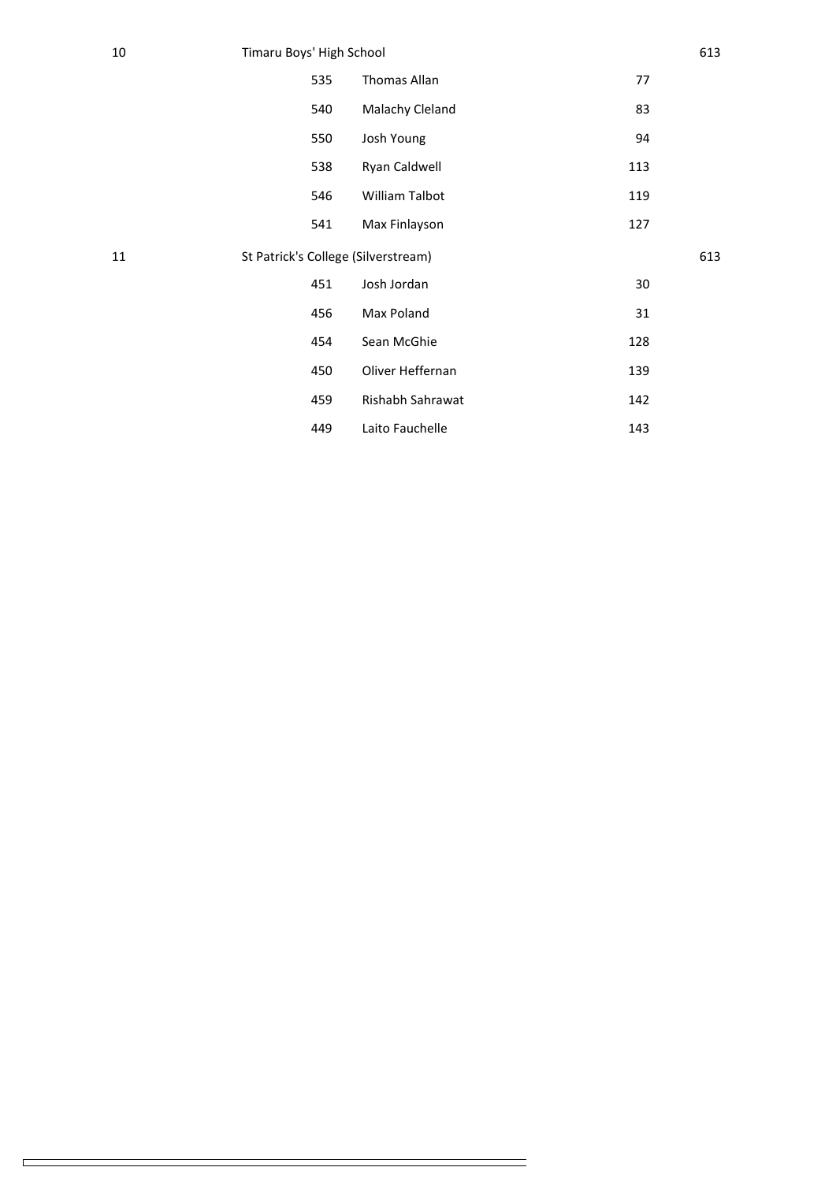| | | | | | |
|---|---|---|---|---|---|
| 10 | Timaru Boys' High School | | | | 613 |
| | | 535 | Thomas Allan | 77 | |
| | | 540 | Malachy Cleland | 83 | |
| | | 550 | Josh Young | 94 | |
| | | 538 | Ryan Caldwell | 113 | |
| | | 546 | William Talbot | 119 | |
| | | 541 | Max Finlayson | 127 | |
| 11 | St Patrick's College (Silverstream) | | | | 613 |
| | | 451 | Josh Jordan | 30 | |
| | | 456 | Max Poland | 31 | |
| | | 454 | Sean McGhie | 128 | |
| | | 450 | Oliver Heffernan | 139 | |
| | | 459 | Rishabh Sahrawat | 142 | |
| | | 449 | Laito Fauchelle | 143 | |